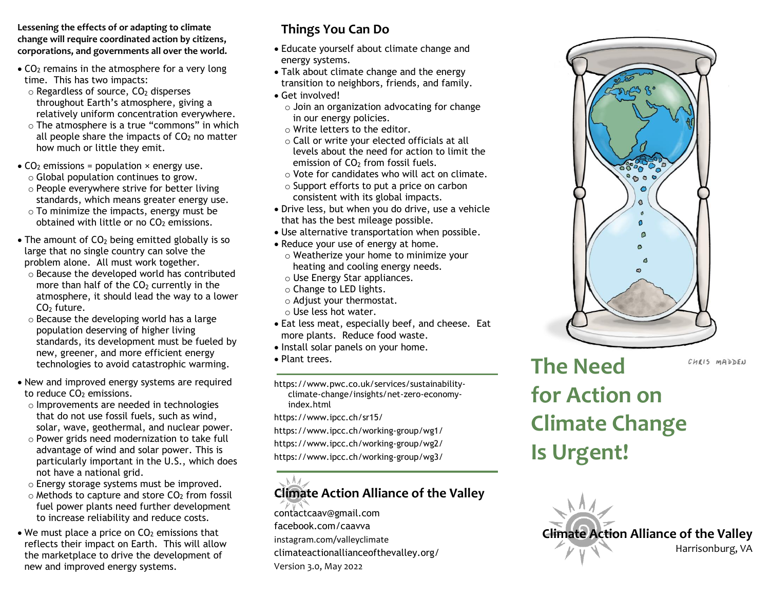**Lessening the effects of or adapting to climate change will require coordinated action by citizens, corporations, and governments all over the world.**

- $CO_2$ remains in the atmosphere for a very long time. This has two impacts:
  - Regardless of source, $CO_2$ disperses throughout Earth's atmosphere, giving a relatively uniform concentration everywhere.
  - The atmosphere is a true "commons" in which all people share the impacts of $CO_2$ no matter how much or little they emit.
- $CO_2$ emissions = population × energy use.
  - Global population continues to grow.
  - People everywhere strive for better living standards, which means greater energy use.
  - To minimize the impacts, energy must be obtained with little or no $CO_2$ emissions.
- The amount of $CO_2$ being emitted globally is so large that no single country can solve the problem alone. All must work together.
  - Because the developed world has contributed more than half of the $CO_2$ currently in the atmosphere, it should lead the way to a lower $CO_2$ future.
  - Because the developing world has a large population deserving of higher living standards, its development must be fueled by new, greener, and more efficient energy technologies to avoid catastrophic warming.
- New and improved energy systems are required to reduce $CO_2$ emissions.
  - Improvements are needed in technologies that do not use fossil fuels, such as wind, solar, wave, geothermal, and nuclear power.
  - Power grids need modernization to take full advantage of wind and solar power. This is particularly important in the U.S., which does not have a national grid.
  - Energy storage systems must be improved.
  - Methods to capture and store $CO_2$ from fossil fuel power plants need further development to increase reliability and reduce costs.
- We must place a price on $CO_2$ emissions that reflects their impact on Earth. This will allow the marketplace to drive the development of new and improved energy systems.

## Things You Can Do

- Educate yourself about climate change and energy systems.
- Talk about climate change and the energy transition to neighbors, friends, and family.
- Get involved!
  - Join an organization advocating for change in our energy policies.
  - Write letters to the editor.
  - Call or write your elected officials at all levels about the need for action to limit the emission of $CO_2$ from fossil fuels.
  - Vote for candidates who will act on climate.
  - Support efforts to put a price on carbon consistent with its global impacts.
- Drive less, but when you do drive, use a vehicle that has the best mileage possible.
- Use alternative transportation when possible.
- Reduce your use of energy at home.
  - Weatherize your home to minimize your heating and cooling energy needs.
  - Use Energy Star appliances.
  - Change to LED lights.
  - Adjust your thermostat.
  - Use less hot water.
- Eat less meat, especially beef, and cheese. Eat more plants. Reduce food waste.
- Install solar panels on your home.
- Plant trees.

---

https://www.pwc.co.uk/services/sustainability-climate-change/insights/net-zero-economy-index.html

https://www.ipcc.ch/sr15/

https://www.ipcc.ch/working-group/wg1/

https://www.ipcc.ch/working-group/wg2/

https://www.ipcc.ch/working-group/wg3/

---

### Climate Action Alliance of the Valley

contactcaav@gmail.com

facebook.com/caavva

instagram.com/valleyclimate

climateactionallianceofthevalley.org/

Version 3.0, May 2022

CHRIS MADDEN

# The Need for Action on Climate Change Is Urgent!

**Climate Action Alliance of the Valley**

Harrisonburg, VA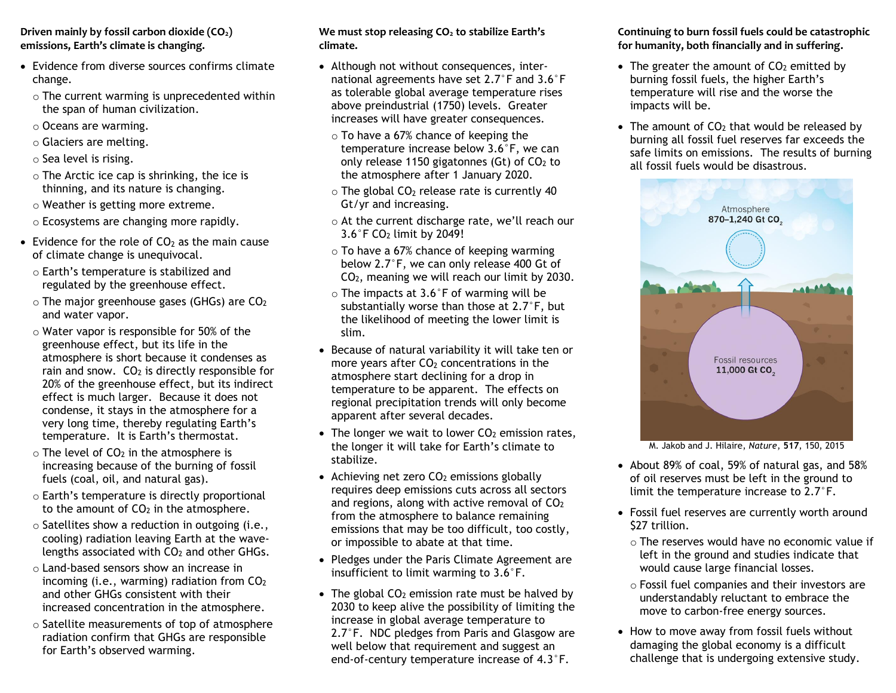**Driven mainly by fossil carbon dioxide ($CO_2$) emissions, Earth's climate is changing.**

- Evidence from diverse sources confirms climate change.
  - The current warming is unprecedented within the span of human civilization.
  - Oceans are warming.
  - Glaciers are melting.
  - Sea level is rising.
  - The Arctic ice cap is shrinking, the ice is thinning, and its nature is changing.
  - Weather is getting more extreme.
  - Ecosystems are changing more rapidly.
- Evidence for the role of $CO_2$ as the main cause of climate change is unequivocal.
  - Earth's temperature is stabilized and regulated by the greenhouse effect.
  - The major greenhouse gases (GHGs) are $CO_2$ and water vapor.
  - Water vapor is responsible for 50% of the greenhouse effect, but its life in the atmosphere is short because it condenses as rain and snow. $CO_2$ is directly responsible for 20% of the greenhouse effect, but its indirect effect is much larger. Because it does not condense, it stays in the atmosphere for a very long time, thereby regulating Earth's temperature. It is Earth's thermostat.
  - The level of $CO_2$ in the atmosphere is increasing because of the burning of fossil fuels (coal, oil, and natural gas).
  - Earth's temperature is directly proportional to the amount of $CO_2$ in the atmosphere.
  - Satellites show a reduction in outgoing (i.e., cooling) radiation leaving Earth at the wavelengths associated with $CO_2$ and other GHGs.
  - Land-based sensors show an increase in incoming (i.e., warming) radiation from $CO_2$ and other GHGs consistent with their increased concentration in the atmosphere.
  - Satellite measurements of top of atmosphere radiation confirm that GHGs are responsible for Earth's observed warming.

**We must stop releasing $CO_2$ to stabilize Earth's climate.**

- Although not without consequences, international agreements have set 2.7˚F and 3.6˚F as tolerable global average temperature rises above preindustrial (1750) levels. Greater increases will have greater consequences.
  - To have a 67% chance of keeping the temperature increase below 3.6˚F, we can only release 1150 gigatonnes (Gt) of $CO_2$ to the atmosphere after 1 January 2020.
  - The global $CO_2$ release rate is currently 40 Gt/yr and increasing.
  - At the current discharge rate, we'll reach our 3.6˚F $CO_2$ limit by 2049!
  - To have a 67% chance of keeping warming below 2.7˚F, we can only release 400 Gt of $CO_2$, meaning we will reach our limit by 2030.
  - The impacts at 3.6˚F of warming will be substantially worse than those at 2.7˚F, but the likelihood of meeting the lower limit is slim.
- Because of natural variability it will take ten or more years after $CO_2$ concentrations in the atmosphere start declining for a drop in temperature to be apparent. The effects on regional precipitation trends will only become apparent after several decades.
- The longer we wait to lower $CO_2$ emission rates, the longer it will take for Earth's climate to stabilize.
- Achieving net zero $CO_2$ emissions globally requires deep emissions cuts across all sectors and regions, along with active removal of $CO_2$ from the atmosphere to balance remaining emissions that may be too difficult, too costly, or impossible to abate at that time.
- Pledges under the Paris Climate Agreement are insufficient to limit warming to 3.6˚F.
- The global $CO_2$ emission rate must be halved by 2030 to keep alive the possibility of limiting the increase in global average temperature to 2.7˚F. NDC pledges from Paris and Glasgow are well below that requirement and suggest an end-of-century temperature increase of 4.3˚F.

**Continuing to burn fossil fuels could be catastrophic for humanity, both financially and in suffering.**

- The greater the amount of $CO_2$ emitted by burning fossil fuels, the higher Earth's temperature will rise and the worse the impacts will be.
- The amount of $CO_2$ that would be released by burning all fossil fuel reserves far exceeds the safe limits on emissions. The results of burning all fossil fuels would be disastrous.

Atmosphere
870–1,240 Gt $CO_2$

Fossil resources
11,000 Gt $CO_2$

M. Jakob and J. Hilaire, *Nature*, **517**, 150, 2015

- About 89% of coal, 59% of natural gas, and 58% of oil reserves must be left in the ground to limit the temperature increase to 2.7˚F.
- Fossil fuel reserves are currently worth around $27 trillion.
  - The reserves would have no economic value if left in the ground and studies indicate that would cause large financial losses.
  - Fossil fuel companies and their investors are understandably reluctant to embrace the move to carbon-free energy sources.
- How to move away from fossil fuels without damaging the global economy is a difficult challenge that is undergoing extensive study.